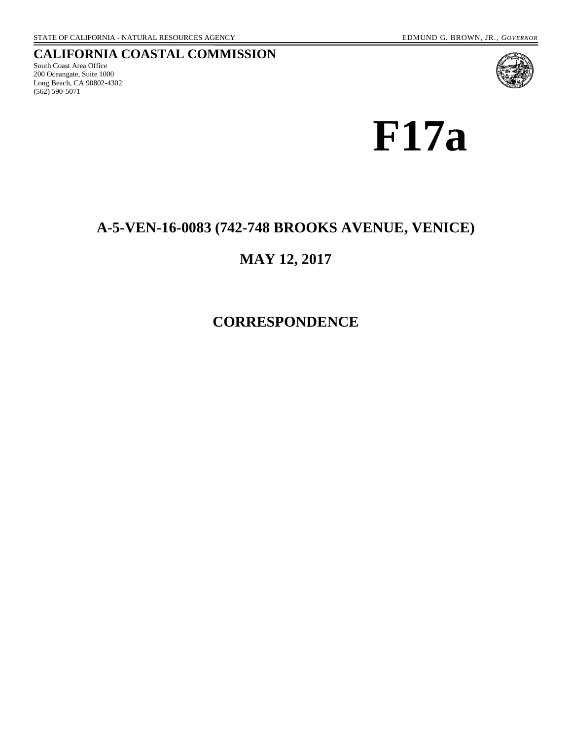STATE OF CALIFORNIA - NATURAL RESOURCES AGENCY

EDMUND G. BROWN, JR., *GOVERNOR*

# CALIFORNIA COASTAL COMMISSION

South Coast Area Office
200 Oceangate, Suite 1000
Long Beach, CA 90802-4302
(562) 590-5071

# F17a

## A-5-VEN-16-0083 (742-748 BROOKS AVENUE, VENICE)

## MAY 12, 2017

## CORRESPONDENCE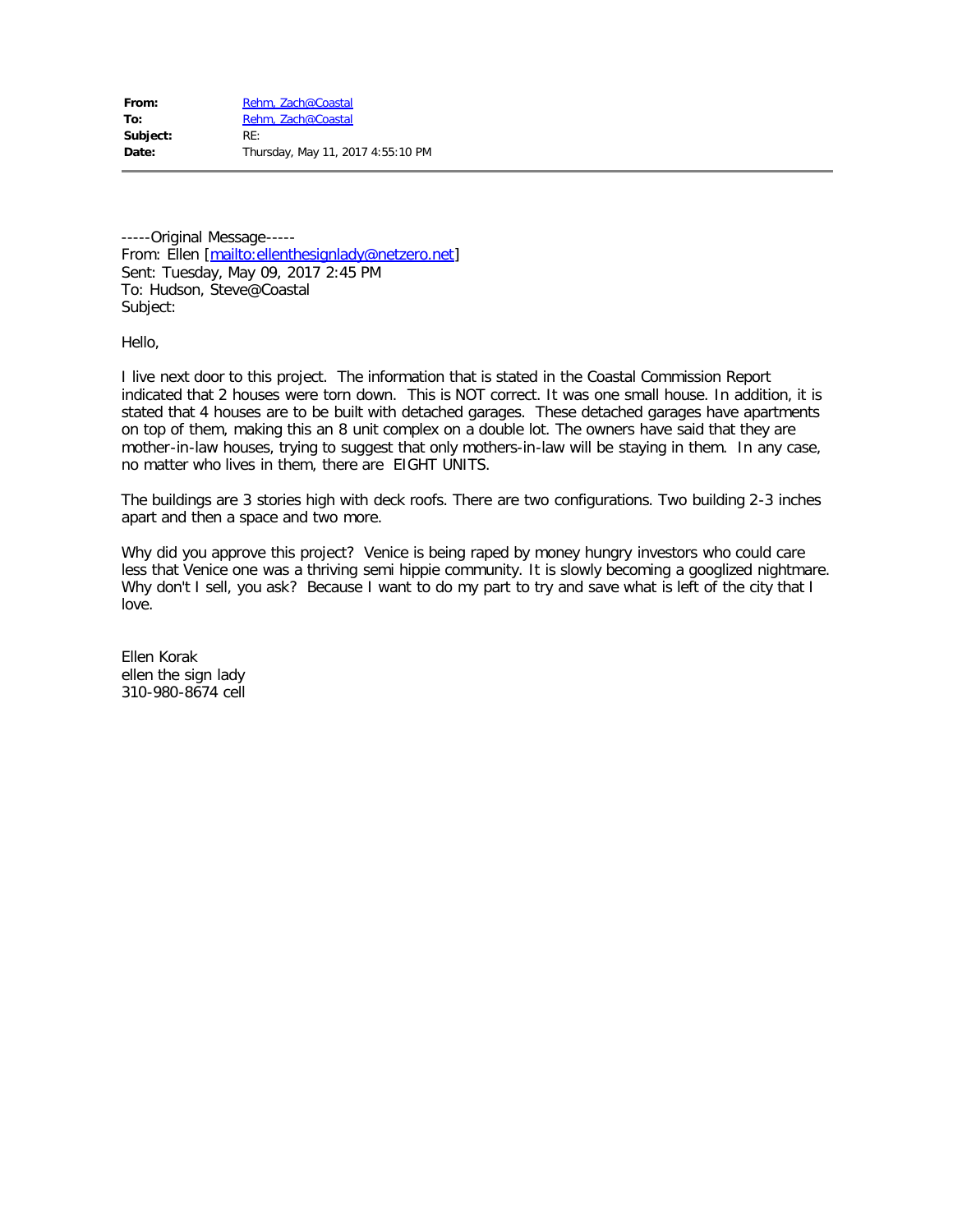| | |
|---|---|
| **From:** | Rehm, Zach@Coastal |
| **To:** | Rehm, Zach@Coastal |
| **Subject:** | RE: |
| **Date:** | Thursday, May 11, 2017 4:55:10 PM |

-----Original Message-----
From: Ellen [mailto:ellenthesignlady@netzero.net]
Sent: Tuesday, May 09, 2017 2:45 PM
To: Hudson, Steve@Coastal
Subject:

Hello,

I live next door to this project. The information that is stated in the Coastal Commission Report indicated that 2 houses were torn down. This is NOT correct. It was one small house. In addition, it is stated that 4 houses are to be built with detached garages. These detached garages have apartments on top of them, making this an 8 unit complex on a double lot. The owners have said that they are mother-in-law houses, trying to suggest that only mothers-in-law will be staying in them. In any case, no matter who lives in them, there are EIGHT UNITS.

The buildings are 3 stories high with deck roofs. There are two configurations. Two building 2-3 inches apart and then a space and two more.

Why did you approve this project? Venice is being raped by money hungry investors who could care less that Venice one was a thriving semi hippie community. It is slowly becoming a googlized nightmare. Why don't I sell, you ask? Because I want to do my part to try and save what is left of the city that I love.

Ellen Korak
ellen the sign lady
310-980-8674 cell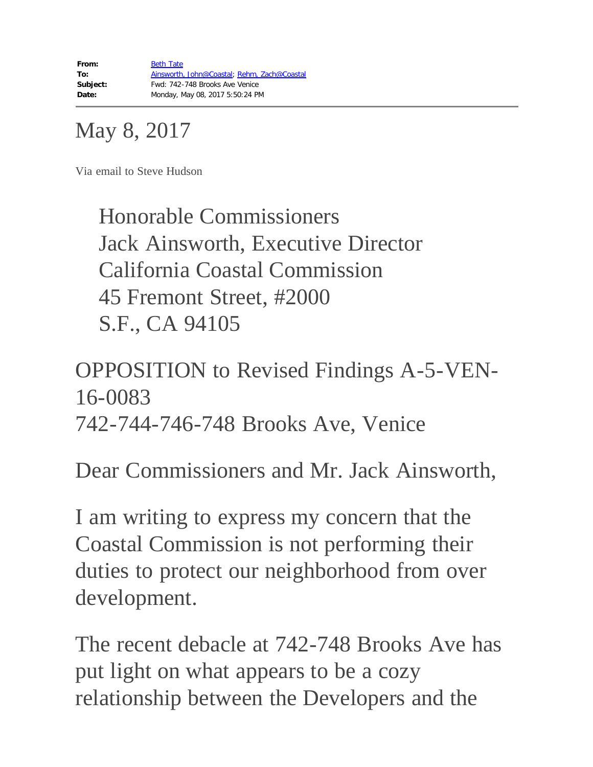| | |
|---|---|
| **From:** | Beth Tate |
| **To:** | Ainsworth, John@Coastal; Rehm, Zach@Coastal |
| **Subject:** | Fwd: 742-748 Brooks Ave Venice |
| **Date:** | Monday, May 08, 2017 5:50:24 PM |

---

May 8, 2017

Via email to Steve Hudson

Honorable Commissioners
Jack Ainsworth, Executive Director
California Coastal Commission
45 Fremont Street, #2000
S.F., CA 94105

OPPOSITION to Revised Findings A-5-VEN-16-0083
742-744-746-748 Brooks Ave, Venice

Dear Commissioners and Mr. Jack Ainsworth,

I am writing to express my concern that the Coastal Commission is not performing their duties to protect our neighborhood from over development.

The recent debacle at 742-748 Brooks Ave has put light on what appears to be a cozy relationship between the Developers and the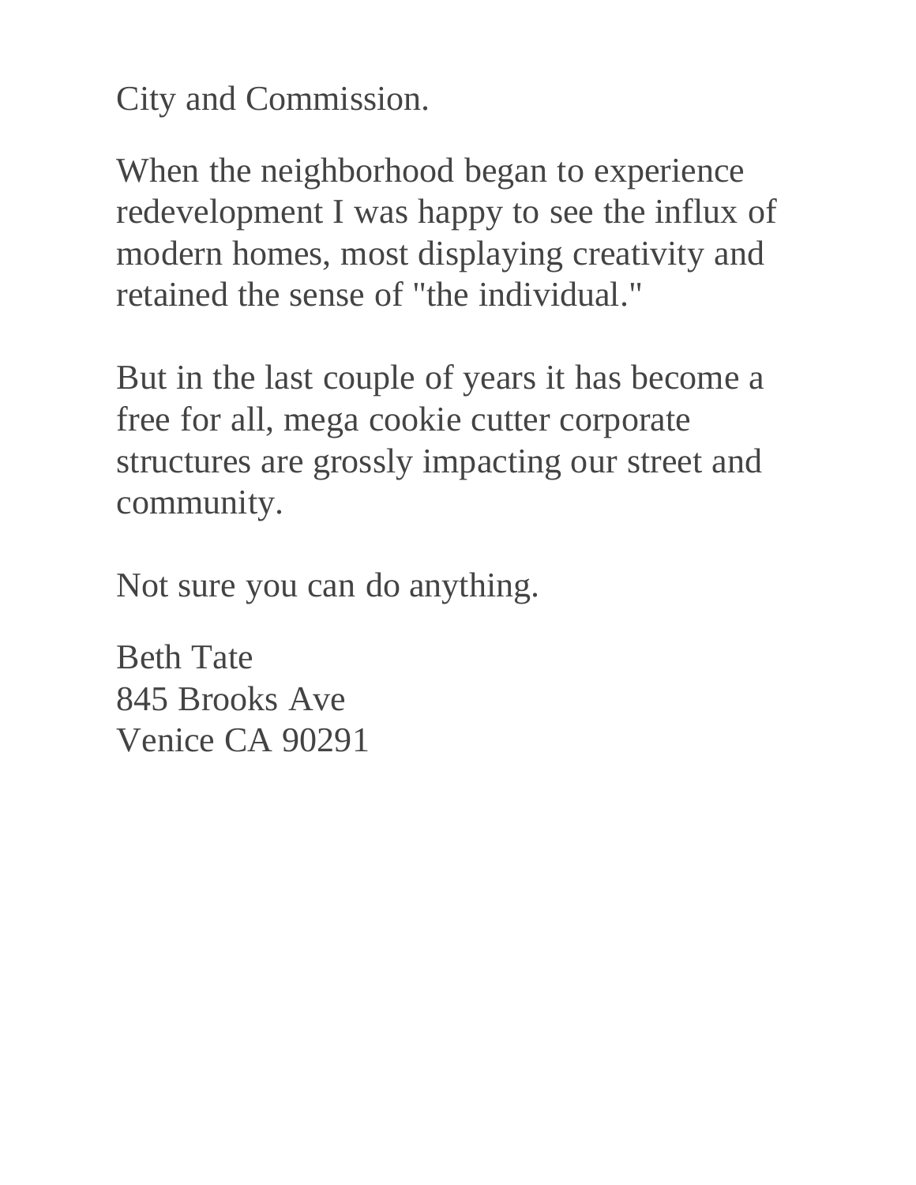City and Commission.

When the neighborhood began to experience redevelopment I was happy to see the influx of modern homes, most displaying creativity and retained the sense of "the individual."

But in the last couple of years it has become a free for all, mega cookie cutter corporate structures are grossly impacting our street and community.

Not sure you can do anything.

Beth Tate  
845 Brooks Ave  
Venice CA 90291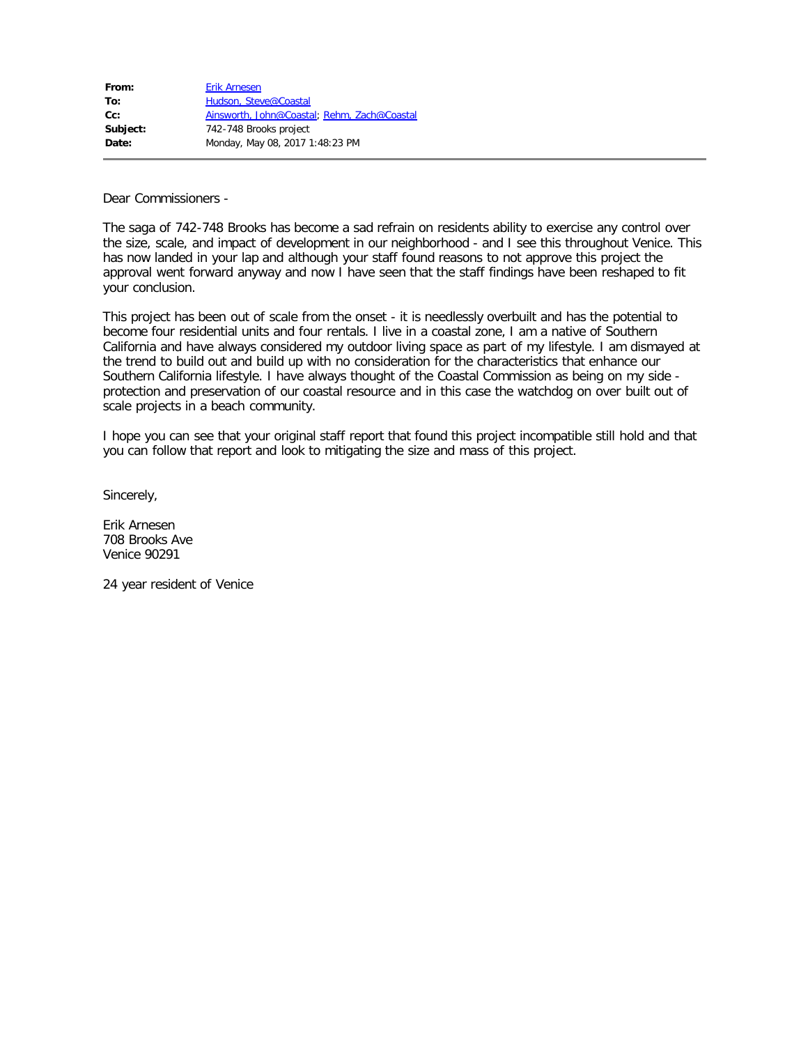| | |
|---|---|
| **From:** | Erik Arnesen |
| **To:** | Hudson, Steve@Coastal |
| **Cc:** | Ainsworth, John@Coastal; Rehm, Zach@Coastal |
| **Subject:** | 742-748 Brooks project |
| **Date:** | Monday, May 08, 2017 1:48:23 PM |

Dear Commissioners -

The saga of 742-748 Brooks has become a sad refrain on residents ability to exercise any control over the size, scale, and impact of development in our neighborhood - and I see this throughout Venice. This has now landed in your lap and although your staff found reasons to not approve this project the approval went forward anyway and now I have seen that the staff findings have been reshaped to fit your conclusion.

This project has been out of scale from the onset - it is needlessly overbuilt and has the potential to become four residential units and four rentals. I live in a coastal zone, I am a native of Southern California and have always considered my outdoor living space as part of my lifestyle. I am dismayed at the trend to build out and build up with no consideration for the characteristics that enhance our Southern California lifestyle. I have always thought of the Coastal Commission as being on my side - protection and preservation of our coastal resource and in this case the watchdog on over built out of scale projects in a beach community.

I hope you can see that your original staff report that found this project incompatible still hold and that you can follow that report and look to mitigating the size and mass of this project.

Sincerely,

Erik Arnesen
708 Brooks Ave
Venice 90291

24 year resident of Venice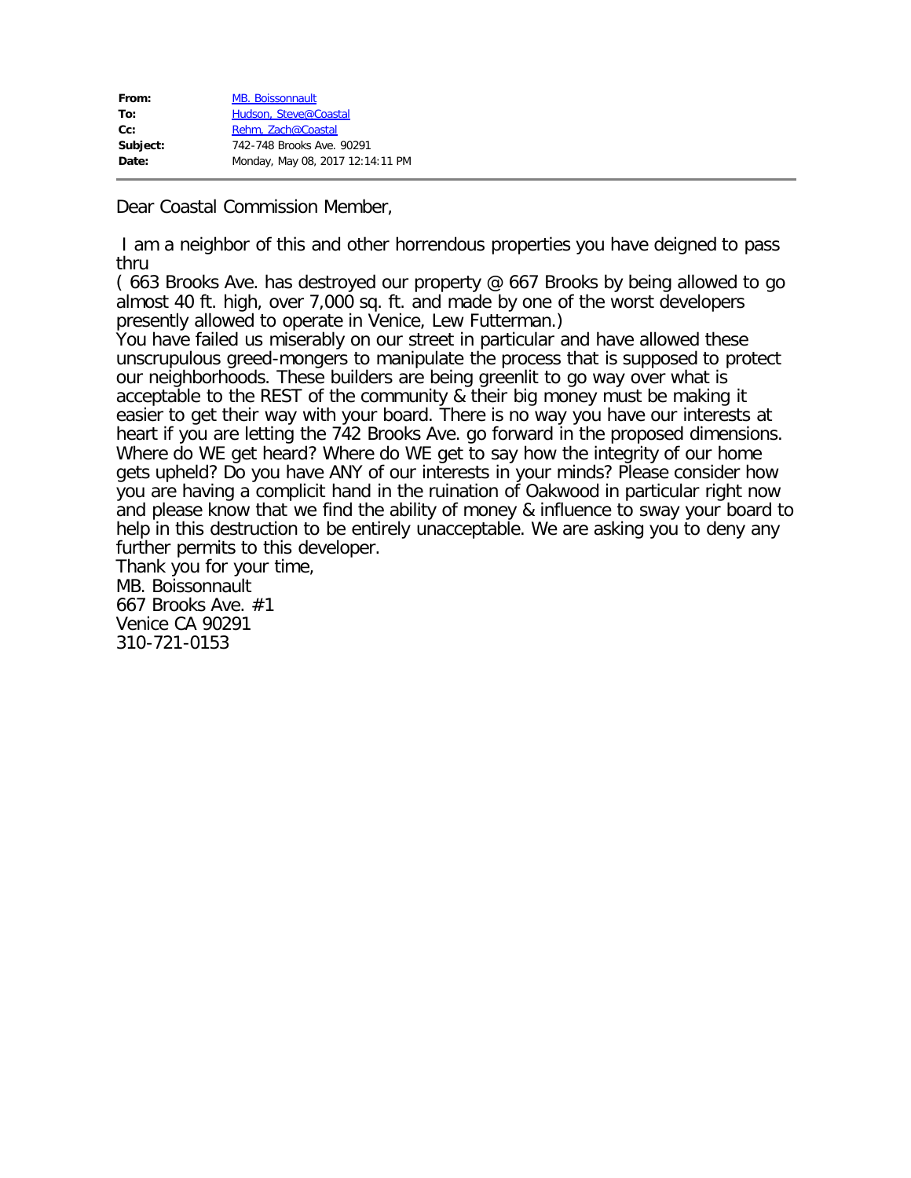| | |
|---|---|
| **From:** | MB. Boissonnault |
| **To:** | Hudson, Steve@Coastal |
| **Cc:** | Rehm, Zach@Coastal |
| **Subject:** | 742-748 Brooks Ave. 90291 |
| **Date:** | Monday, May 08, 2017 12:14:11 PM |

---

Dear Coastal Commission Member,

I am a neighbor of this and other horrendous properties you have deigned to pass thru
( 663 Brooks Ave. has destroyed our property @ 667 Brooks by being allowed to go almost 40 ft. high, over 7,000 sq. ft. and made by one of the worst developers presently allowed to operate in Venice, Lew Futterman.)
You have failed us miserably on our street in particular and have allowed these unscrupulous greed-mongers to manipulate the process that is supposed to protect our neighborhoods. These builders are being greenlit to go way over what is acceptable to the REST of the community & their big money must be making it easier to get their way with your board. There is no way you have our interests at heart if you are letting the 742 Brooks Ave. go forward in the proposed dimensions. Where do WE get heard? Where do WE get to say how the integrity of our home gets upheld? Do you have ANY of our interests in your minds? Please consider how you are having a complicit hand in the ruination of Oakwood in particular right now and please know that we find the ability of money & influence to sway your board to help in this destruction to be entirely unacceptable. We are asking you to deny any further permits to this developer.
Thank you for your time,
MB. Boissonnault
667 Brooks Ave. #1
Venice CA 90291
310-721-0153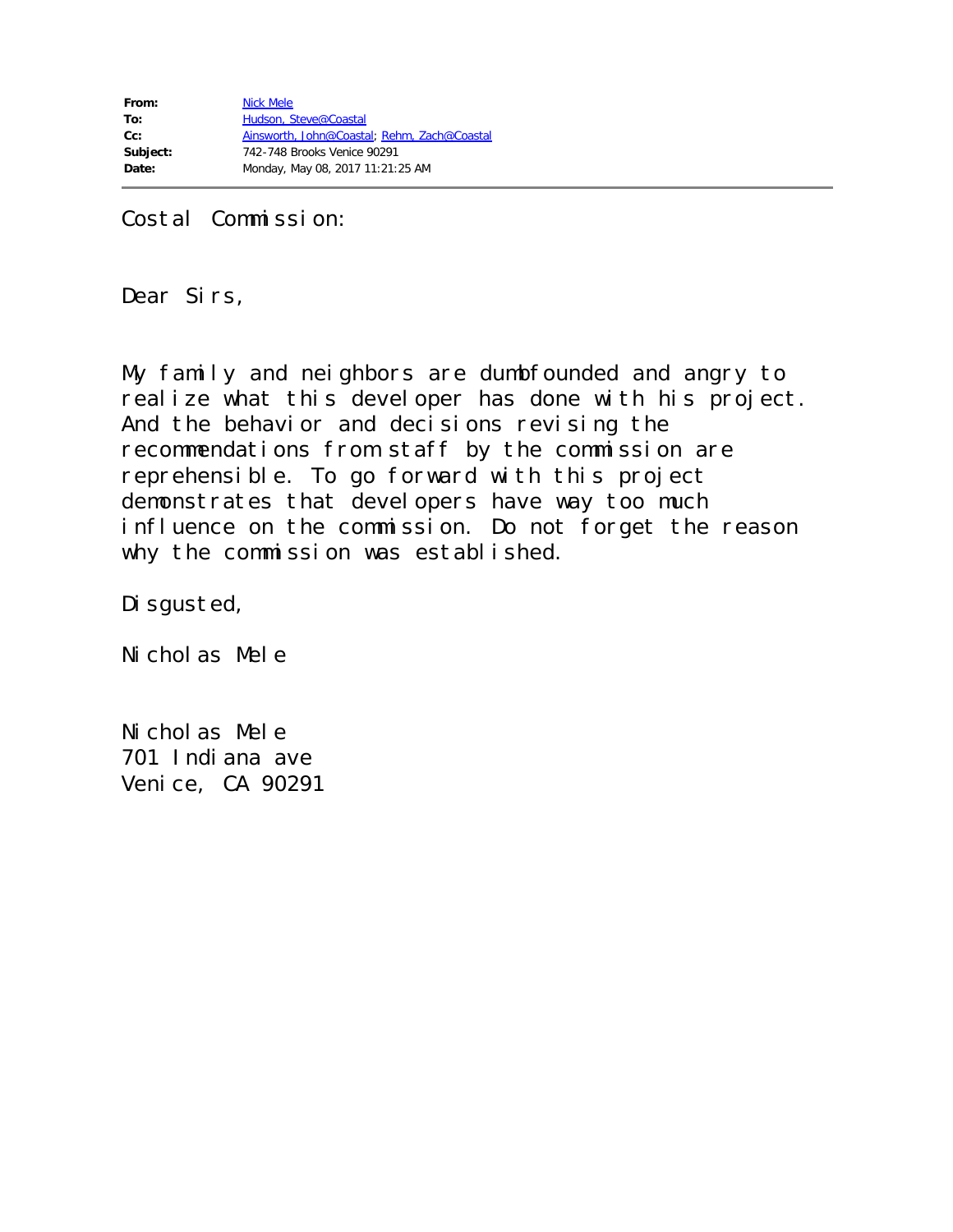**From:** Nick Mele
**To:** Hudson, Steve@Coastal
**Cc:** Ainsworth, John@Coastal; Rehm, Zach@Coastal
**Subject:** 742-748 Brooks Venice 90291
**Date:** Monday, May 08, 2017 11:21:25 AM

---

Costal Commission:

Dear Sirs,

My family and neighbors are dumbfounded and angry to realize what this developer has done with his project. And the behavior and decisions revising the recommendations from staff by the commission are reprehensible. To go forward with this project demonstrates that developers have way too much influence on the commission. Do not forget the reason why the commission was established.

Disgusted,

Nicholas Mele

Nicholas Mele
701 Indiana ave
Venice, CA 90291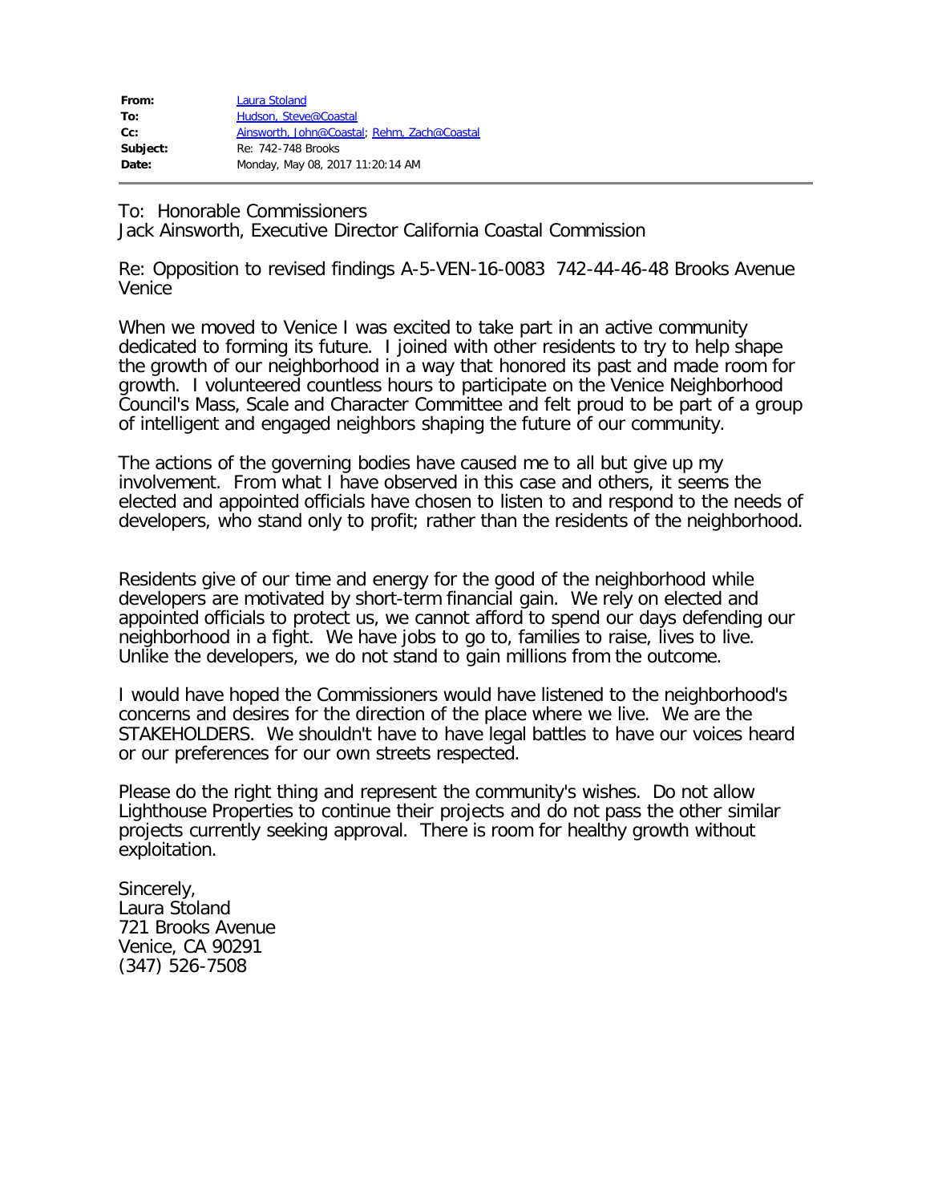**From:** Laura Stoland
**To:** Hudson, Steve@Coastal
**Cc:** Ainsworth, John@Coastal; Rehm, Zach@Coastal
**Subject:** Re: 742-748 Brooks
**Date:** Monday, May 08, 2017 11:20:14 AM

---

To: Honorable Commissioners
Jack Ainsworth, Executive Director California Coastal Commission

Re: Opposition to revised findings A-5-VEN-16-0083 742-44-46-48 Brooks Avenue Venice

When we moved to Venice I was excited to take part in an active community dedicated to forming its future. I joined with other residents to try to help shape the growth of our neighborhood in a way that honored its past and made room for growth. I volunteered countless hours to participate on the Venice Neighborhood Council's Mass, Scale and Character Committee and felt proud to be part of a group of intelligent and engaged neighbors shaping the future of our community.

The actions of the governing bodies have caused me to all but give up my involvement. From what I have observed in this case and others, it seems the elected and appointed officials have chosen to listen to and respond to the needs of developers, who stand only to profit; rather than the residents of the neighborhood.

Residents give of our time and energy for the good of the neighborhood while developers are motivated by short-term financial gain. We rely on elected and appointed officials to protect us, we cannot afford to spend our days defending our neighborhood in a fight. We have jobs to go to, families to raise, lives to live. Unlike the developers, we do not stand to gain millions from the outcome.

I would have hoped the Commissioners would have listened to the neighborhood's concerns and desires for the direction of the place where we live. We are the STAKEHOLDERS. We shouldn't have to have legal battles to have our voices heard or our preferences for our own streets respected.

Please do the right thing and represent the community's wishes. Do not allow Lighthouse Properties to continue their projects and do not pass the other similar projects currently seeking approval. There is room for healthy growth without exploitation.

Sincerely,
Laura Stoland
721 Brooks Avenue
Venice, CA 90291
(347) 526-7508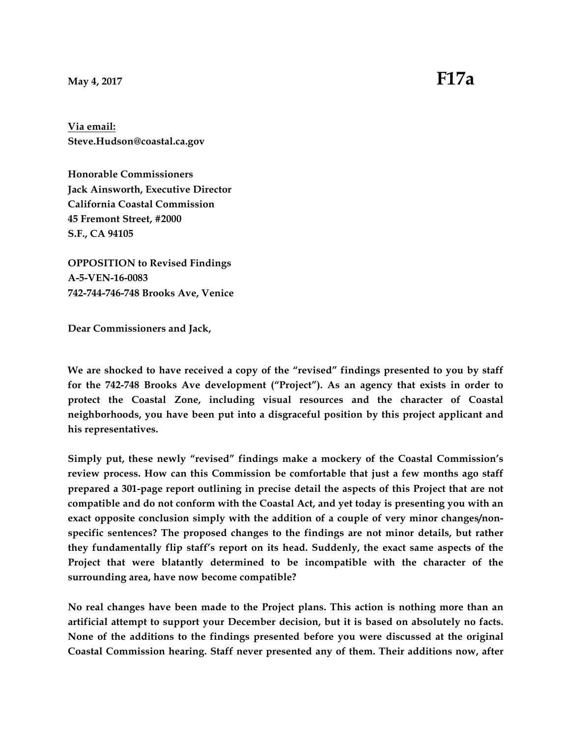**May 4, 2017** **F17a**

**Via email:**
**Steve.Hudson@coastal.ca.gov**

**Honorable Commissioners**
**Jack Ainsworth, Executive Director**
**California Coastal Commission**
**45 Fremont Street, #2000**
**S.F., CA 94105**

**OPPOSITION to Revised Findings**
**A-5-VEN-16-0083**
**742-744-746-748 Brooks Ave, Venice**

**Dear Commissioners and Jack,**

**We are shocked to have received a copy of the "revised" findings presented to you by staff for the 742-748 Brooks Ave development ("Project"). As an agency that exists in order to protect the Coastal Zone, including visual resources and the character of Coastal neighborhoods, you have been put into a disgraceful position by this project applicant and his representatives.**

**Simply put, these newly "revised" findings make a mockery of the Coastal Commission's review process. How can this Commission be comfortable that just a few months ago staff prepared a 301-page report outlining in precise detail the aspects of this Project that are not compatible and do not conform with the Coastal Act, and yet today is presenting you with an exact opposite conclusion simply with the addition of a couple of very minor changes/non-specific sentences? The proposed changes to the findings are not minor details, but rather they fundamentally flip staff's report on its head. Suddenly, the exact same aspects of the Project that were blatantly determined to be incompatible with the character of the surrounding area, have now become compatible?**

**No real changes have been made to the Project plans. This action is nothing more than an artificial attempt to support your December decision, but it is based on absolutely no facts. None of the additions to the findings presented before you were discussed at the original Coastal Commission hearing. Staff never presented any of them. Their additions now, after**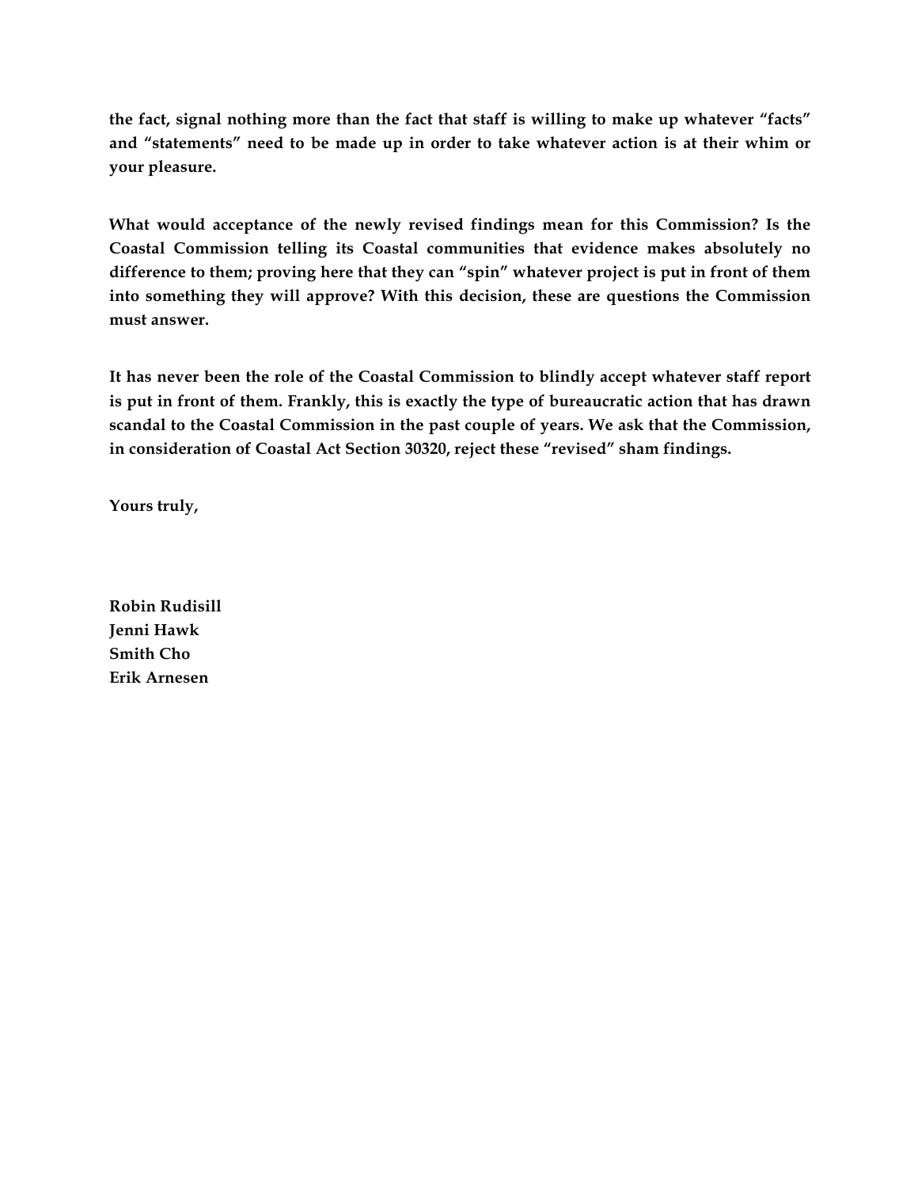**the fact, signal nothing more than the fact that staff is willing to make up whatever "facts" and "statements" need to be made up in order to take whatever action is at their whim or your pleasure.**

**What would acceptance of the newly revised findings mean for this Commission? Is the Coastal Commission telling its Coastal communities that evidence makes absolutely no difference to them; proving here that they can "spin" whatever project is put in front of them into something they will approve? With this decision, these are questions the Commission must answer.**

**It has never been the role of the Coastal Commission to blindly accept whatever staff report is put in front of them. Frankly, this is exactly the type of bureaucratic action that has drawn scandal to the Coastal Commission in the past couple of years. We ask that the Commission, in consideration of Coastal Act Section 30320, reject these "revised" sham findings.**

**Yours truly,**

**Robin Rudisill**
**Jenni Hawk**
**Smith Cho**
**Erik Arnesen**